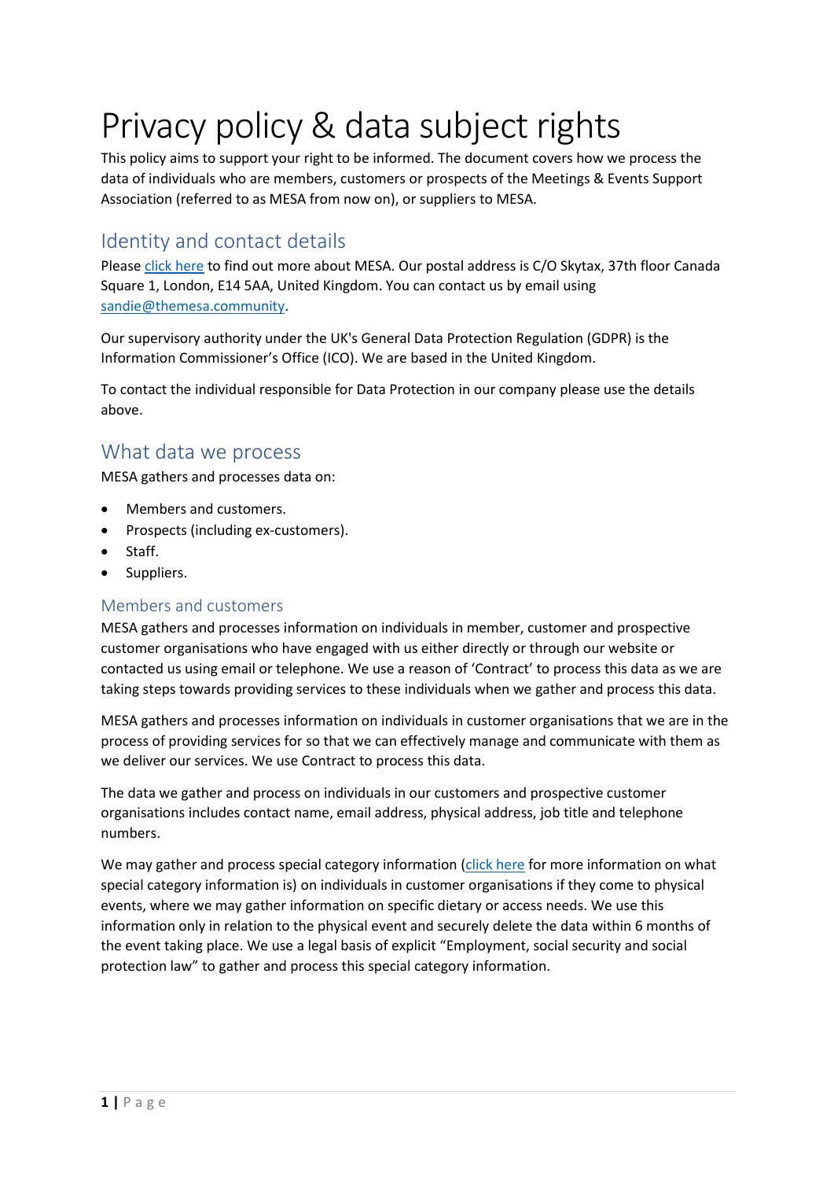# Privacy policy & data subject rights

This policy aims to support your right to be informed. The document covers how we process the data of individuals who are members, customers or prospects of the Meetings & Events Support Association (referred to as MESA from now on), or suppliers to MESA.

## Identity and contact details

Please [click here] to find out more about MESA. Our postal address is C/O Skytax, 37th floor Canada Square 1, London, E14 5AA, United Kingdom. You can contact us by email using sandie@themesa.community.

Our supervisory authority under the UK's General Data Protection Regulation (GDPR) is the Information Commissioner's Office (ICO). We are based in the United Kingdom.

To contact the individual responsible for Data Protection in our company please use the details above.

## What data we process

MESA gathers and processes data on:

- Members and customers.
- Prospects (including ex-customers).
- Staff.
- Suppliers.

### Members and customers

MESA gathers and processes information on individuals in member, customer and prospective customer organisations who have engaged with us either directly or through our website or contacted us using email or telephone. We use a reason of 'Contract' to process this data as we are taking steps towards providing services to these individuals when we gather and process this data.

MESA gathers and processes information on individuals in customer organisations that we are in the process of providing services for so that we can effectively manage and communicate with them as we deliver our services. We use Contract to process this data.

The data we gather and process on individuals in our customers and prospective customer organisations includes contact name, email address, physical address, job title and telephone numbers.

We may gather and process special category information ([click here] for more information on what special category information is) on individuals in customer organisations if they come to physical events, where we may gather information on specific dietary or access needs. We use this information only in relation to the physical event and securely delete the data within 6 months of the event taking place. We use a legal basis of explicit "Employment, social security and social protection law" to gather and process this special category information.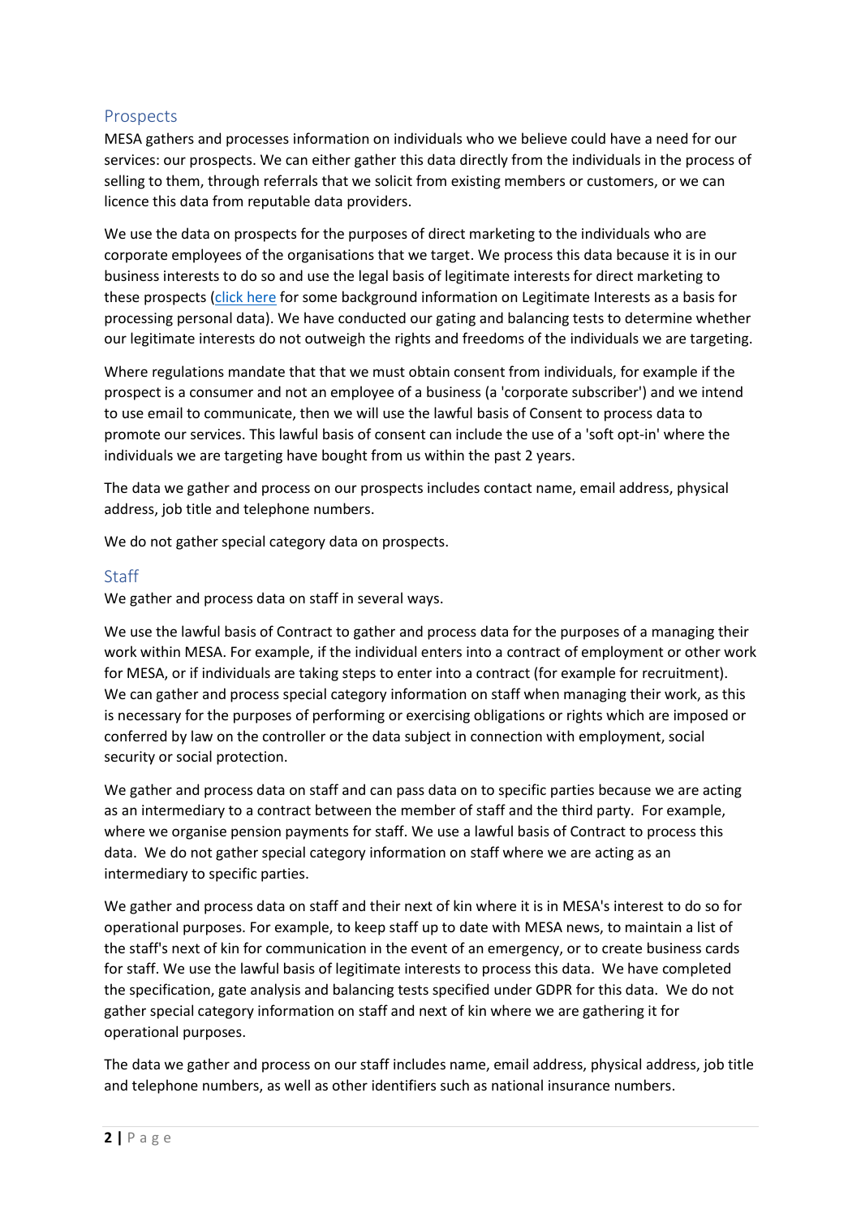## Prospects

MESA gathers and processes information on individuals who we believe could have a need for our services: our prospects. We can either gather this data directly from the individuals in the process of selling to them, through referrals that we solicit from existing members or customers, or we can licence this data from reputable data providers.

We use the data on prospects for the purposes of direct marketing to the individuals who are corporate employees of the organisations that we target. We process this data because it is in our business interests to do so and use the legal basis of legitimate interests for direct marketing to these prospects (click here for some background information on Legitimate Interests as a basis for processing personal data). We have conducted our gating and balancing tests to determine whether our legitimate interests do not outweigh the rights and freedoms of the individuals we are targeting.

Where regulations mandate that that we must obtain consent from individuals, for example if the prospect is a consumer and not an employee of a business (a 'corporate subscriber') and we intend to use email to communicate, then we will use the lawful basis of Consent to process data to promote our services. This lawful basis of consent can include the use of a 'soft opt-in' where the individuals we are targeting have bought from us within the past 2 years.

The data we gather and process on our prospects includes contact name, email address, physical address, job title and telephone numbers.

We do not gather special category data on prospects.

## Staff

We gather and process data on staff in several ways.

We use the lawful basis of Contract to gather and process data for the purposes of a managing their work within MESA. For example, if the individual enters into a contract of employment or other work for MESA, or if individuals are taking steps to enter into a contract (for example for recruitment). We can gather and process special category information on staff when managing their work, as this is necessary for the purposes of performing or exercising obligations or rights which are imposed or conferred by law on the controller or the data subject in connection with employment, social security or social protection.

We gather and process data on staff and can pass data on to specific parties because we are acting as an intermediary to a contract between the member of staff and the third party. For example, where we organise pension payments for staff. We use a lawful basis of Contract to process this data. We do not gather special category information on staff where we are acting as an intermediary to specific parties.

We gather and process data on staff and their next of kin where it is in MESA's interest to do so for operational purposes. For example, to keep staff up to date with MESA news, to maintain a list of the staff's next of kin for communication in the event of an emergency, or to create business cards for staff. We use the lawful basis of legitimate interests to process this data. We have completed the specification, gate analysis and balancing tests specified under GDPR for this data. We do not gather special category information on staff and next of kin where we are gathering it for operational purposes.

The data we gather and process on our staff includes name, email address, physical address, job title and telephone numbers, as well as other identifiers such as national insurance numbers.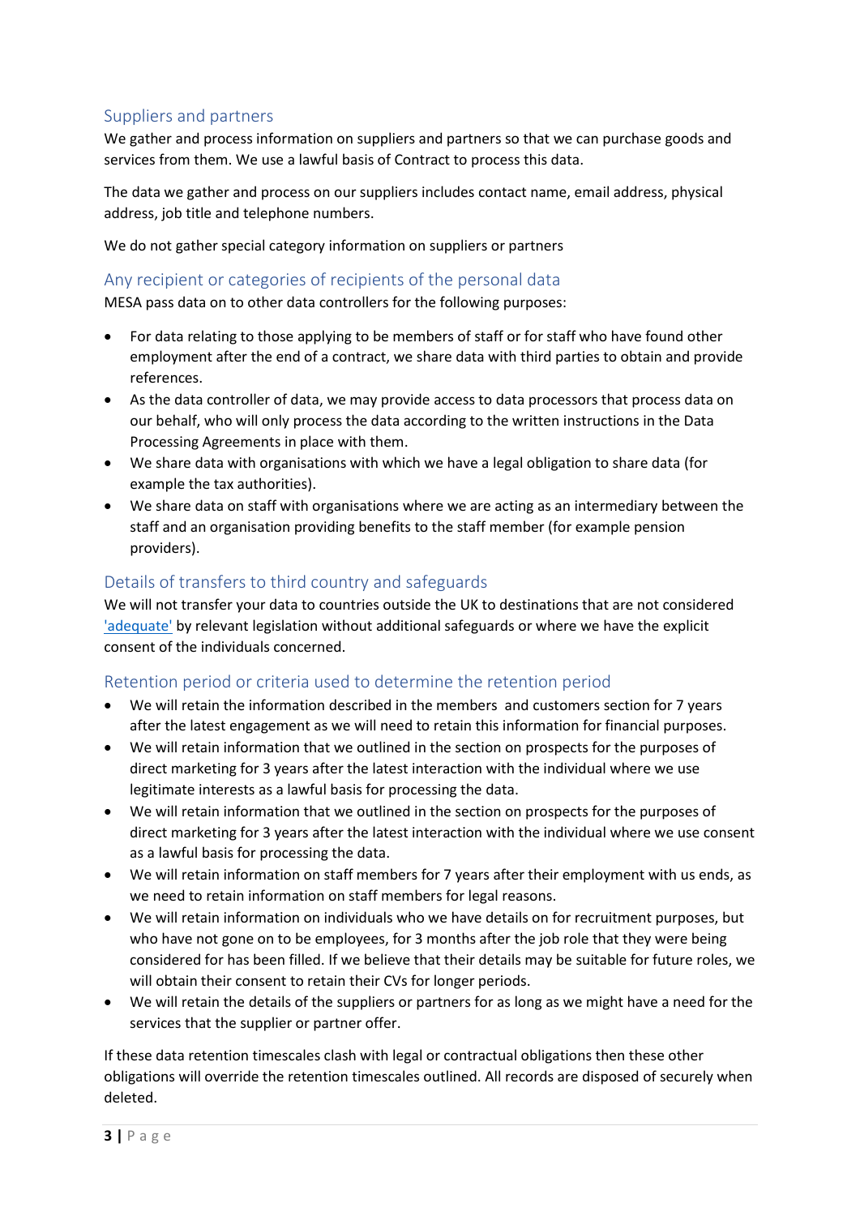## Suppliers and partners

We gather and process information on suppliers and partners so that we can purchase goods and services from them. We use a lawful basis of Contract to process this data.

The data we gather and process on our suppliers includes contact name, email address, physical address, job title and telephone numbers.

We do not gather special category information on suppliers or partners

## Any recipient or categories of recipients of the personal data

MESA pass data on to other data controllers for the following purposes:

- For data relating to those applying to be members of staff or for staff who have found other employment after the end of a contract, we share data with third parties to obtain and provide references.
- As the data controller of data, we may provide access to data processors that process data on our behalf, who will only process the data according to the written instructions in the Data Processing Agreements in place with them.
- We share data with organisations with which we have a legal obligation to share data (for example the tax authorities).
- We share data on staff with organisations where we are acting as an intermediary between the staff and an organisation providing benefits to the staff member (for example pension providers).

## Details of transfers to third country and safeguards

We will not transfer your data to countries outside the UK to destinations that are not considered ['adequate'] by relevant legislation without additional safeguards or where we have the explicit consent of the individuals concerned.

## Retention period or criteria used to determine the retention period

- We will retain the information described in the members  and customers section for 7 years after the latest engagement as we will need to retain this information for financial purposes.
- We will retain information that we outlined in the section on prospects for the purposes of direct marketing for 3 years after the latest interaction with the individual where we use legitimate interests as a lawful basis for processing the data.
- We will retain information that we outlined in the section on prospects for the purposes of direct marketing for 3 years after the latest interaction with the individual where we use consent as a lawful basis for processing the data.
- We will retain information on staff members for 7 years after their employment with us ends, as we need to retain information on staff members for legal reasons.
- We will retain information on individuals who we have details on for recruitment purposes, but who have not gone on to be employees, for 3 months after the job role that they were being considered for has been filled. If we believe that their details may be suitable for future roles, we will obtain their consent to retain their CVs for longer periods.
- We will retain the details of the suppliers or partners for as long as we might have a need for the services that the supplier or partner offer.

If these data retention timescales clash with legal or contractual obligations then these other obligations will override the retention timescales outlined. All records are disposed of securely when deleted.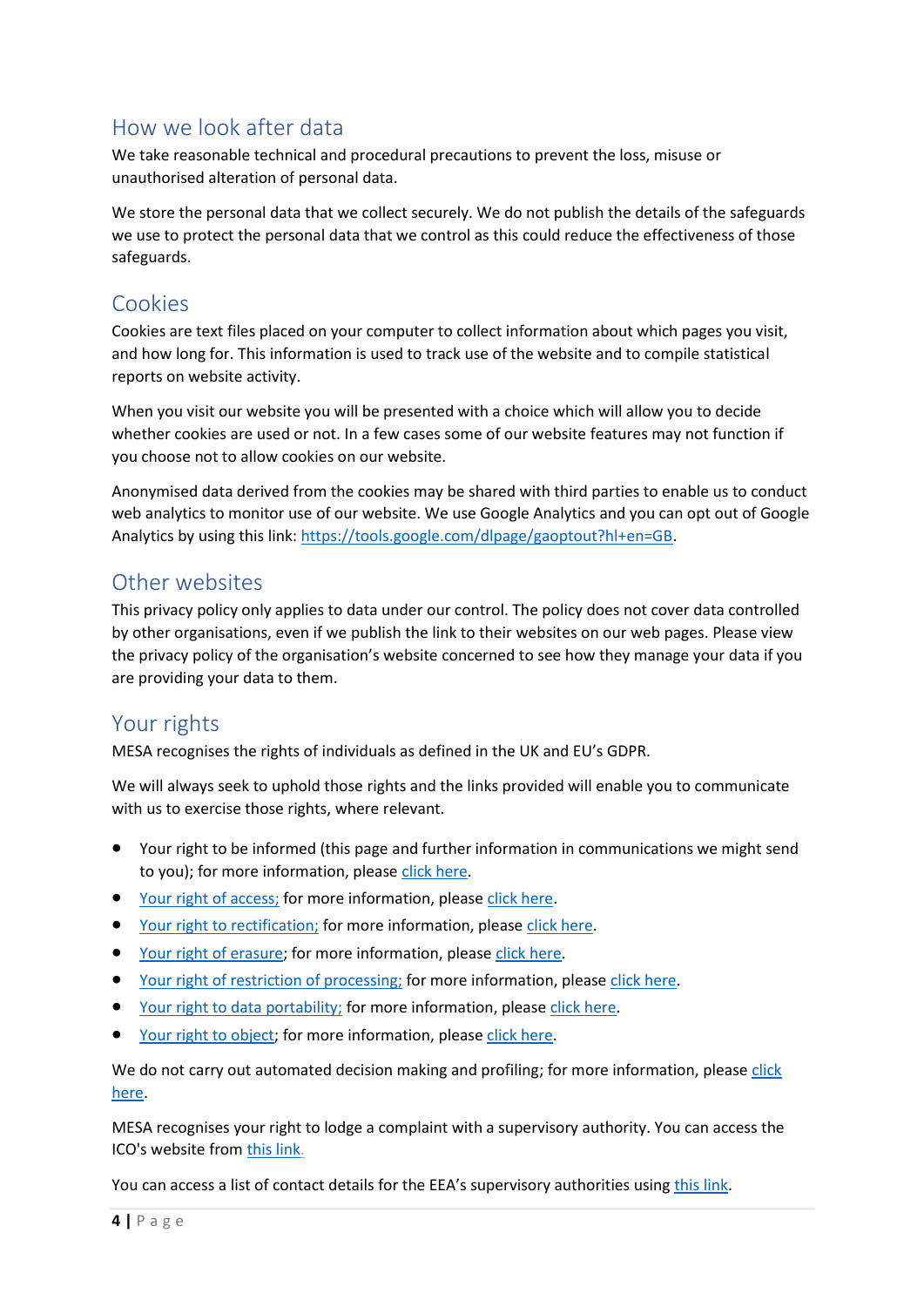## How we look after data

We take reasonable technical and procedural precautions to prevent the loss, misuse or unauthorised alteration of personal data.

We store the personal data that we collect securely. We do not publish the details of the safeguards we use to protect the personal data that we control as this could reduce the effectiveness of those safeguards.

## Cookies

Cookies are text files placed on your computer to collect information about which pages you visit, and how long for. This information is used to track use of the website and to compile statistical reports on website activity.

When you visit our website you will be presented with a choice which will allow you to decide whether cookies are used or not. In a few cases some of our website features may not function if you choose not to allow cookies on our website.

Anonymised data derived from the cookies may be shared with third parties to enable us to conduct web analytics to monitor use of our website. We use Google Analytics and you can opt out of Google Analytics by using this link: https://tools.google.com/dlpage/gaoptout?hl+en=GB.

## Other websites

This privacy policy only applies to data under our control. The policy does not cover data controlled by other organisations, even if we publish the link to their websites on our web pages. Please view the privacy policy of the organisation's website concerned to see how they manage your data if you are providing your data to them.

## Your rights

MESA recognises the rights of individuals as defined in the UK and EU's GDPR.

We will always seek to uphold those rights and the links provided will enable you to communicate with us to exercise those rights, where relevant.

- Your right to be informed (this page and further information in communications we might send to you); for more information, please click here.
- Your right of access; for more information, please click here.
- Your right to rectification; for more information, please click here.
- Your right of erasure; for more information, please click here.
- Your right of restriction of processing; for more information, please click here.
- Your right to data portability; for more information, please click here.
- Your right to object; for more information, please click here.

We do not carry out automated decision making and profiling; for more information, please click here.

MESA recognises your right to lodge a complaint with a supervisory authority. You can access the ICO's website from this link.

You can access a list of contact details for the EEA's supervisory authorities using this link.